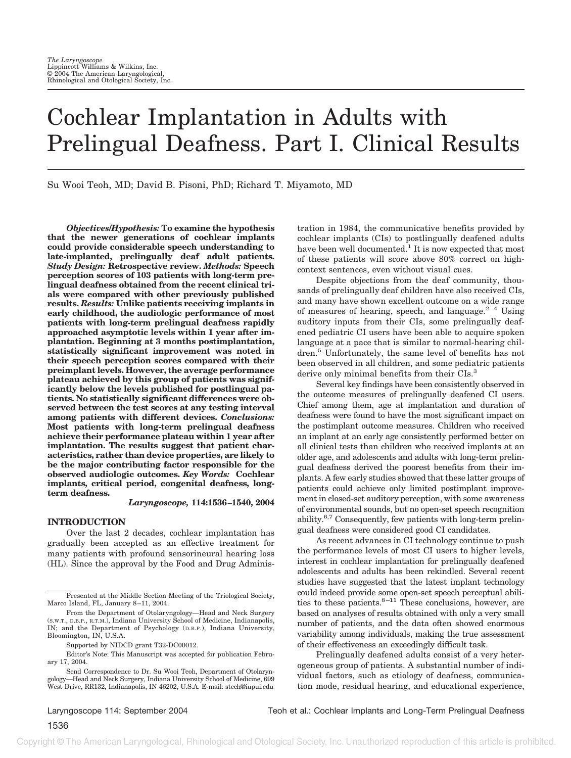# Cochlear Implantation in Adults with Prelingual Deafness. Part I. Clinical Results

Su Wooi Teoh, MD; David B. Pisoni, PhD; Richard T. Miyamoto, MD

***Objectives/Hypothesis:*** **To examine the hypothesis that the newer generations of cochlear implants could provide considerable speech understanding to late-implanted, prelingually deaf adult patients.** ***Study Design:*** **Retrospective review.** ***Methods:*** **Speech perception scores of 103 patients with long-term prelingual deafness obtained from the recent clinical trials were compared with other previously published results.** ***Results:*** **Unlike patients receiving implants in early childhood, the audiologic performance of most patients with long-term prelingual deafness rapidly approached asymptotic levels within 1 year after implantation. Beginning at 3 months postimplantation, statistically significant improvement was noted in their speech perception scores compared with their preimplant levels. However, the average performance plateau achieved by this group of patients was significantly below the levels published for postlingual patients. No statistically significant differences were observed between the test scores at any testing interval among patients with different devices.** ***Conclusions:*** **Most patients with long-term prelingual deafness achieve their performance plateau within 1 year after implantation. The results suggest that patient characteristics, rather than device properties, are likely to be the major contributing factor responsible for the observed audiologic outcomes.** ***Key Words:*** **Cochlear implants, critical period, congenital deafness, long-term deafness.**

***Laryngoscope*, 114:1536–1540, 2004**

## INTRODUCTION

Over the last 2 decades, cochlear implantation has gradually been accepted as an effective treatment for many patients with profound sensorineural hearing loss (HL). Since the approval by the Food and Drug Administration in 1984, the communicative benefits provided by cochlear implants (CIs) to postlingually deafened adults have been well documented.[1] It is now expected that most of these patients will score above 80% correct on high-context sentences, even without visual cues.

Despite objections from the deaf community, thousands of prelingually deaf children have also received CIs, and many have shown excellent outcome on a wide range of measures of hearing, speech, and language.[2–4] Using auditory inputs from their CIs, some prelingually deafened pediatric CI users have been able to acquire spoken language at a pace that is similar to normal-hearing children.[5] Unfortunately, the same level of benefits has not been observed in all children, and some pediatric patients derive only minimal benefits from their CIs.[3]

Several key findings have been consistently observed in the outcome measures of prelingually deafened CI users. Chief among them, age at implantation and duration of deafness were found to have the most significant impact on the postimplant outcome measures. Children who received an implant at an early age consistently performed better on all clinical tests than children who received implants at an older age, and adolescents and adults with long-term prelingual deafness derived the poorest benefits from their implants. A few early studies showed that these latter groups of patients could achieve only limited postimplant improvement in closed-set auditory perception, with some awareness of environmental sounds, but no open-set speech recognition ability.[6,7] Consequently, few patients with long-term prelingual deafness were considered good CI candidates.

As recent advances in CI technology continue to push the performance levels of most CI users to higher levels, interest in cochlear implantation for prelingually deafened adolescents and adults has been rekindled. Several recent studies have suggested that the latest implant technology could indeed provide some open-set speech perceptual abilities to these patients.[8–11] These conclusions, however, are based on analyses of results obtained with only a very small number of patients, and the data often showed enormous variability among individuals, making the true assessment of their effectiveness an exceedingly difficult task.

Prelingually deafened adults consist of a very heterogeneous group of patients. A substantial number of individual factors, such as etiology of deafness, communication mode, residual hearing, and educational experience,

---

Presented at the Middle Section Meeting of the Triological Society, Marco Island, FL, January 8–11, 2004.

From the Department of Otolaryngology—Head and Neck Surgery (S.W.T., D.B.P., R.T.M.), Indiana University School of Medicine, Indianapolis, IN; and the Department of Psychology (D.B.P.), Indiana University, Bloomington, IN, U.S.A.

Supported by NIDCD grant T32-DC00012.

Editor's Note: This Manuscript was accepted for publication February 17, 2004.

Send Correspondence to Dr. Su Wooi Teoh, Department of Otolaryngology—Head and Neck Surgery, Indiana University School of Medicine, 699 West Drive, RR132, Indianapolis, IN 46202, U.S.A. E-mail: stech@iupui.edu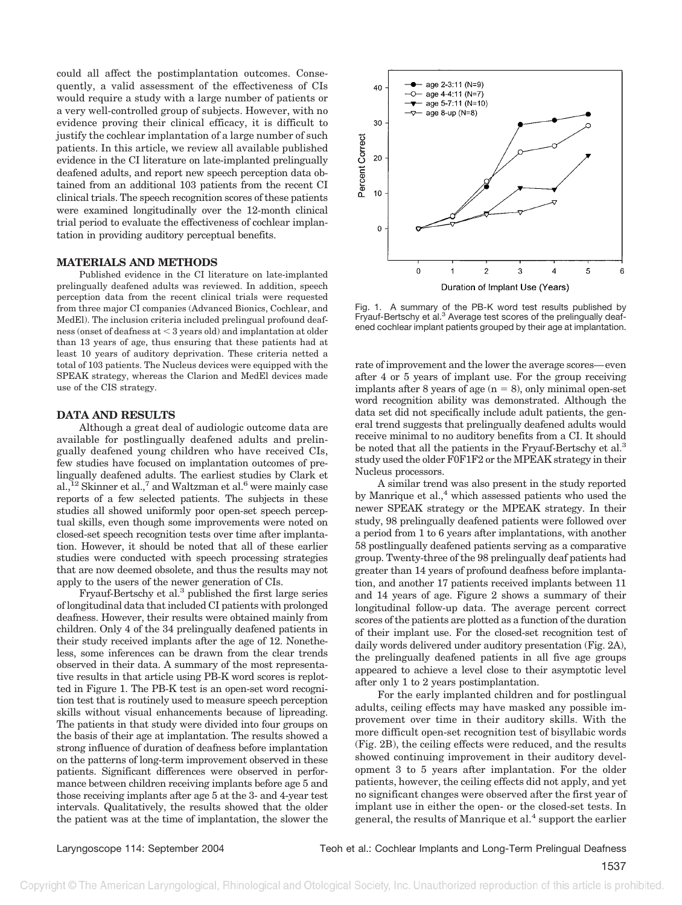could all affect the postimplantation outcomes. Consequently, a valid assessment of the effectiveness of CIs would require a study with a large number of patients or a very well-controlled group of subjects. However, with no evidence proving their clinical efficacy, it is difficult to justify the cochlear implantation of a large number of such patients. In this article, we review all available published evidence in the CI literature on late-implanted prelingually deafened adults, and report new speech perception data obtained from an additional 103 patients from the recent CI clinical trials. The speech recognition scores of these patients were examined longitudinally over the 12-month clinical trial period to evaluate the effectiveness of cochlear implantation in providing auditory perceptual benefits.

## MATERIALS AND METHODS

Published evidence in the CI literature on late-implanted prelingually deafened adults was reviewed. In addition, speech perception data from the recent clinical trials were requested from three major CI companies (Advanced Bionics, Cochlear, and MedEl). The inclusion criteria included prelingual profound deafness (onset of deafness at < 3 years old) and implantation at older than 13 years of age, thus ensuring that these patients had at least 10 years of auditory deprivation. These criteria netted a total of 103 patients. The Nucleus devices were equipped with the SPEAK strategy, whereas the Clarion and MedEl devices made use of the CIS strategy.

## DATA AND RESULTS

Although a great deal of audiologic outcome data are available for postlingually deafened adults and prelingually deafened young children who have received CIs, few studies have focused on implantation outcomes of prelingually deafened adults. The earliest studies by Clark et al.,[12] Skinner et al.,[7] and Waltzman et al.[6] were mainly case reports of a few selected patients. The subjects in these studies all showed uniformly poor open-set speech perceptual skills, even though some improvements were noted on closed-set speech recognition tests over time after implantation. However, it should be noted that all of these earlier studies were conducted with speech processing strategies that are now deemed obsolete, and thus the results may not apply to the users of the newer generation of CIs.

Fryauf-Bertschy et al.[3] published the first large series of longitudinal data that included CI patients with prolonged deafness. However, their results were obtained mainly from children. Only 4 of the 34 prelingually deafened patients in their study received implants after the age of 12. Nonetheless, some inferences can be drawn from the clear trends observed in their data. A summary of the most representative results in that article using PB-K word scores is replotted in Figure 1. The PB-K test is an open-set word recognition test that is routinely used to measure speech perception skills without visual enhancements because of lipreading. The patients in that study were divided into four groups on the basis of their age at implantation. The results showed a strong influence of duration of deafness before implantation on the patterns of long-term improvement observed in these patients. Significant differences were observed in performance between children receiving implants before age 5 and those receiving implants after age 5 at the 3- and 4-year test intervals. Qualitatively, the results showed that the older the patient was at the time of implantation, the slower the rate of improvement and the lower the average scores—even after 4 or 5 years of implant use. For the group receiving implants after 8 years of age (n = 8), only minimal open-set word recognition ability was demonstrated. Although the data set did not specifically include adult patients, the general trend suggests that prelingually deafened adults would receive minimal to no auditory benefits from a CI. It should be noted that all the patients in the Fryauf-Bertschy et al.[3] study used the older F0F1F2 or the MPEAK strategy in their Nucleus processors.

Fig. 1. A summary of the PB-K word test results published by Fryauf-Bertschy et al.[3] Average test scores of the prelingually deafened cochlear implant patients grouped by their age at implantation.

A similar trend was also present in the study reported by Manrique et al.,[4] which assessed patients who used the newer SPEAK strategy or the MPEAK strategy. In their study, 98 prelingually deafened patients were followed over a period from 1 to 6 years after implantations, with another 58 postlingually deafened patients serving as a comparative group. Twenty-three of the 98 prelingually deaf patients had greater than 14 years of profound deafness before implantation, and another 17 patients received implants between 11 and 14 years of age. Figure 2 shows a summary of their longitudinal follow-up data. The average percent correct scores of the patients are plotted as a function of the duration of their implant use. For the closed-set recognition test of daily words delivered under auditory presentation (Fig. 2A), the prelingually deafened patients in all five age groups appeared to achieve a level close to their asymptotic level after only 1 to 2 years postimplantation.

For the early implanted children and for postlingual adults, ceiling effects may have masked any possible improvement over time in their auditory skills. With the more difficult open-set recognition test of bisyllabic words (Fig. 2B), the ceiling effects were reduced, and the results showed continuing improvement in their auditory development 3 to 5 years after implantation. For the older patients, however, the ceiling effects did not apply, and yet no significant changes were observed after the first year of implant use in either the open- or the closed-set tests. In general, the results of Manrique et al.[4] support the earlier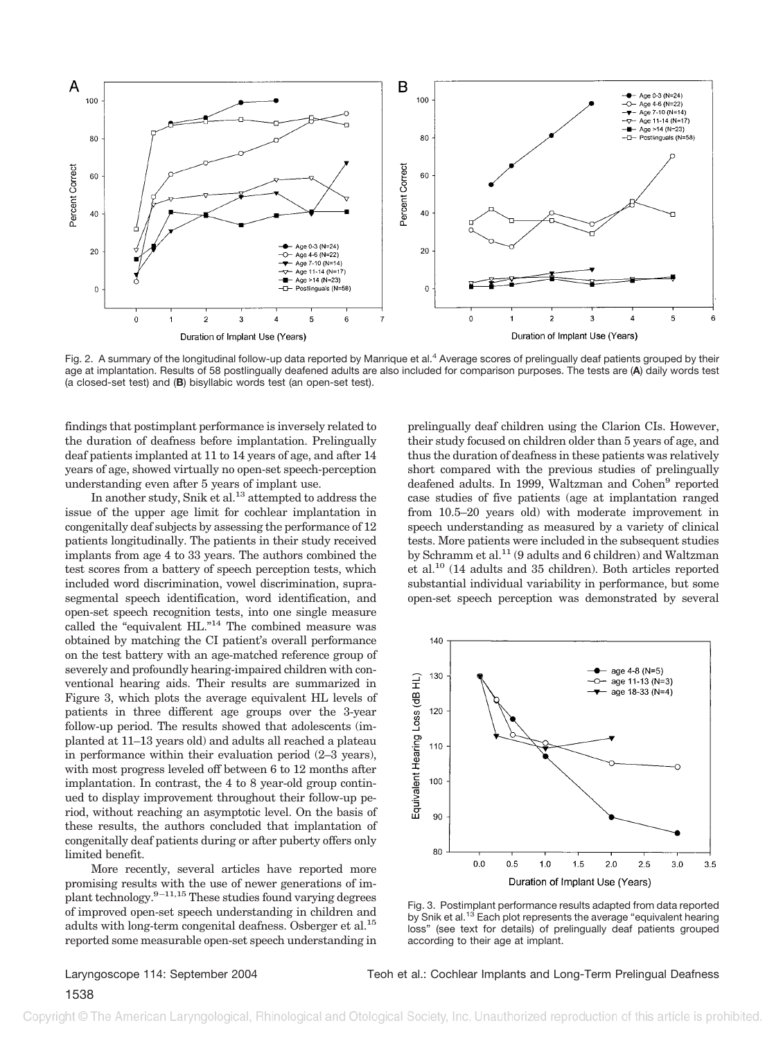Fig. 2. A summary of the longitudinal follow-up data reported by Manrique et al.[4] Average scores of prelingually deaf patients grouped by their age at implantation. Results of 58 postlingually deafened adults are also included for comparison purposes. The tests are (**A**) daily words test (a closed-set test) and (**B**) bisyllabic words test (an open-set test).

findings that postimplant performance is inversely related to the duration of deafness before implantation. Prelingually deaf patients implanted at 11 to 14 years of age, and after 14 years of age, showed virtually no open-set speech-perception understanding even after 5 years of implant use.

In another study, Snik et al.[13] attempted to address the issue of the upper age limit for cochlear implantation in congenitally deaf subjects by assessing the performance of 12 patients longitudinally. The patients in their study received implants from age 4 to 33 years. The authors combined the test scores from a battery of speech perception tests, which included word discrimination, vowel discrimination, suprasegmental speech identification, word identification, and open-set speech recognition tests, into one single measure called the "equivalent HL."[14] The combined measure was obtained by matching the CI patient's overall performance on the test battery with an age-matched reference group of severely and profoundly hearing-impaired children with conventional hearing aids. Their results are summarized in Figure 3, which plots the average equivalent HL levels of patients in three different age groups over the 3-year follow-up period. The results showed that adolescents (implanted at 11–13 years old) and adults all reached a plateau in performance within their evaluation period (2–3 years), with most progress leveled off between 6 to 12 months after implantation. In contrast, the 4 to 8 year-old group continued to display improvement throughout their follow-up period, without reaching an asymptotic level. On the basis of these results, the authors concluded that implantation of congenitally deaf patients during or after puberty offers only limited benefit.

More recently, several articles have reported more promising results with the use of newer generations of implant technology.[9–11,15] These studies found varying degrees of improved open-set speech understanding in children and adults with long-term congenital deafness. Osberger et al.[15] reported some measurable open-set speech understanding in prelingually deaf children using the Clarion CIs. However, their study focused on children older than 5 years of age, and thus the duration of deafness in these patients was relatively short compared with the previous studies of prelingually deafened adults. In 1999, Waltzman and Cohen[9] reported case studies of five patients (age at implantation ranged from 10.5–20 years old) with moderate improvement in speech understanding as measured by a variety of clinical tests. More patients were included in the subsequent studies by Schramm et al.[11] (9 adults and 6 children) and Waltzman et al.[10] (14 adults and 35 children). Both articles reported substantial individual variability in performance, but some open-set speech perception was demonstrated by several

Fig. 3. Postimplant performance results adapted from data reported by Snik et al.[13] Each plot represents the average "equivalent hearing loss" (see text for details) of prelingually deaf patients grouped according to their age at implant.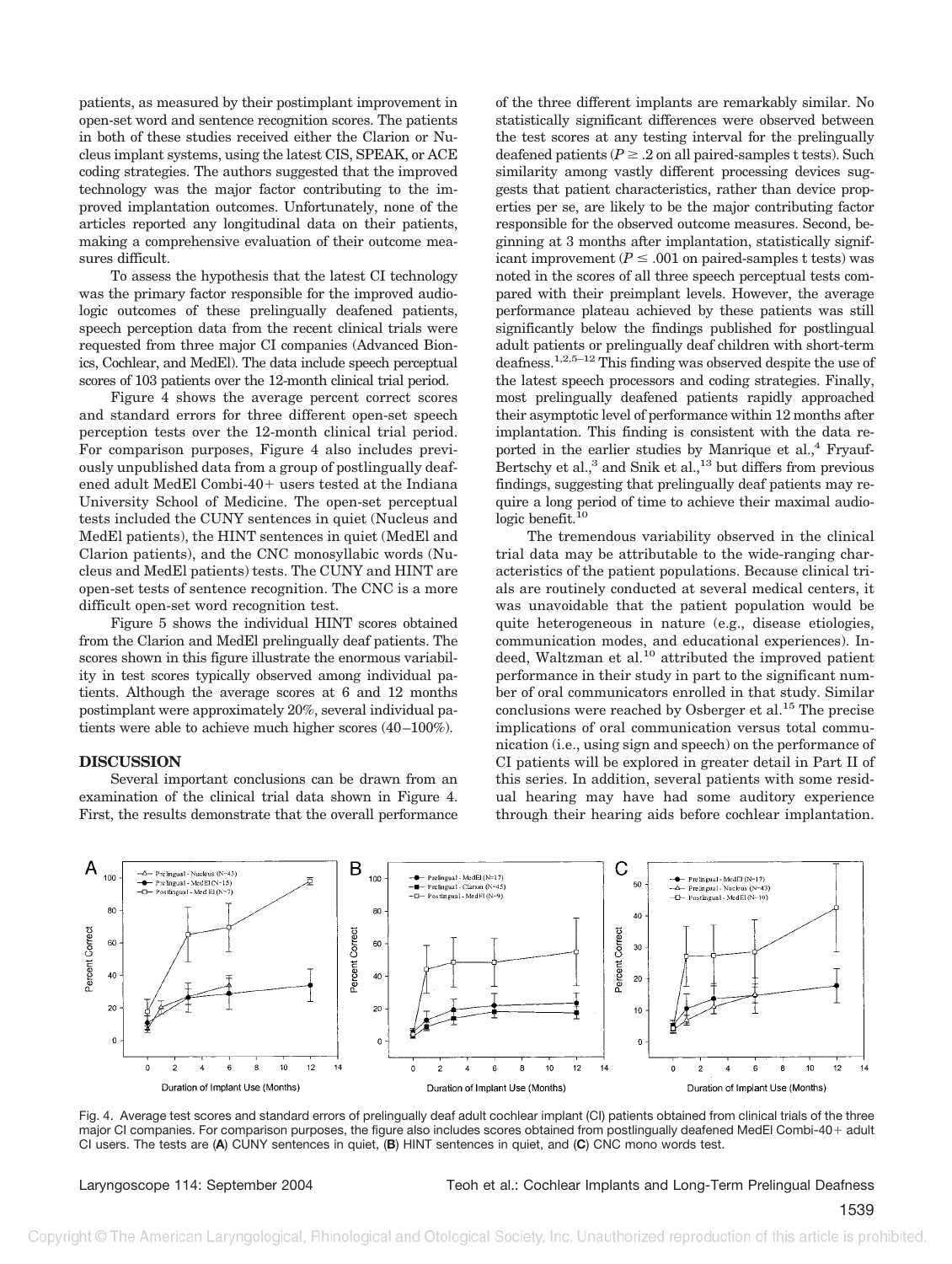patients, as measured by their postimplant improvement in open-set word and sentence recognition scores. The patients in both of these studies received either the Clarion or Nucleus implant systems, using the latest CIS, SPEAK, or ACE coding strategies. The authors suggested that the improved technology was the major factor contributing to the improved implantation outcomes. Unfortunately, none of the articles reported any longitudinal data on their patients, making a comprehensive evaluation of their outcome measures difficult.

To assess the hypothesis that the latest CI technology was the primary factor responsible for the improved audiologic outcomes of these prelingually deafened patients, speech perception data from the recent clinical trials were requested from three major CI companies (Advanced Bionics, Cochlear, and MedEl). The data include speech perceptual scores of 103 patients over the 12-month clinical trial period.

Figure 4 shows the average percent correct scores and standard errors for three different open-set speech perception tests over the 12-month clinical trial period. For comparison purposes, Figure 4 also includes previously unpublished data from a group of postlingually deafened adult MedEl Combi-40+ users tested at the Indiana University School of Medicine. The open-set perceptual tests included the CUNY sentences in quiet (Nucleus and MedEl patients), the HINT sentences in quiet (MedEl and Clarion patients), and the CNC monosyllabic words (Nucleus and MedEl patients) tests. The CUNY and HINT are open-set tests of sentence recognition. The CNC is a more difficult open-set word recognition test.

Figure 5 shows the individual HINT scores obtained from the Clarion and MedEl prelingually deaf patients. The scores shown in this figure illustrate the enormous variability in test scores typically observed among individual patients. Although the average scores at 6 and 12 months postimplant were approximately 20%, several individual patients were able to achieve much higher scores (40–100%).

## DISCUSSION

Several important conclusions can be drawn from an examination of the clinical trial data shown in Figure 4. First, the results demonstrate that the overall performance of the three different implants are remarkably similar. No statistically significant differences were observed between the test scores at any testing interval for the prelingually deafened patients ($P \geq .2$ on all paired-samples t tests). Such similarity among vastly different processing devices suggests that patient characteristics, rather than device properties per se, are likely to be the major contributing factor responsible for the observed outcome measures. Second, beginning at 3 months after implantation, statistically significant improvement ($P \leq .001$ on paired-samples t tests) was noted in the scores of all three speech perceptual tests compared with their preimplant levels. However, the average performance plateau achieved by these patients was still significantly below the findings published for postlingual adult patients or prelingually deaf children with short-term deafness.[1,2,5–12] This finding was observed despite the use of the latest speech processors and coding strategies. Finally, most prelingually deafened patients rapidly approached their asymptotic level of performance within 12 months after implantation. This finding is consistent with the data reported in the earlier studies by Manrique et al.,[4] Fryauf-Bertschy et al.,[3] and Snik et al.,[13] but differs from previous findings, suggesting that prelingually deaf patients may require a long period of time to achieve their maximal audiologic benefit.[10]

The tremendous variability observed in the clinical trial data may be attributable to the wide-ranging characteristics of the patient populations. Because clinical trials are routinely conducted at several medical centers, it was unavoidable that the patient population would be quite heterogeneous in nature (e.g., disease etiologies, communication modes, and educational experiences). Indeed, Waltzman et al.[10] attributed the improved patient performance in their study in part to the significant number of oral communicators enrolled in that study. Similar conclusions were reached by Osberger et al.[15] The precise implications of oral communication versus total communication (i.e., using sign and speech) on the performance of CI patients will be explored in greater detail in Part II of this series. In addition, several patients with some residual hearing may have had some auditory experience through their hearing aids before cochlear implantation.

Fig. 4. Average test scores and standard errors of prelingually deaf adult cochlear implant (CI) patients obtained from clinical trials of the three major CI companies. For comparison purposes, the figure also includes scores obtained from postlingually deafened MedEl Combi-40+ adult CI users. The tests are (**A**) CUNY sentences in quiet, (**B**) HINT sentences in quiet, and (**C**) CNC mono words test.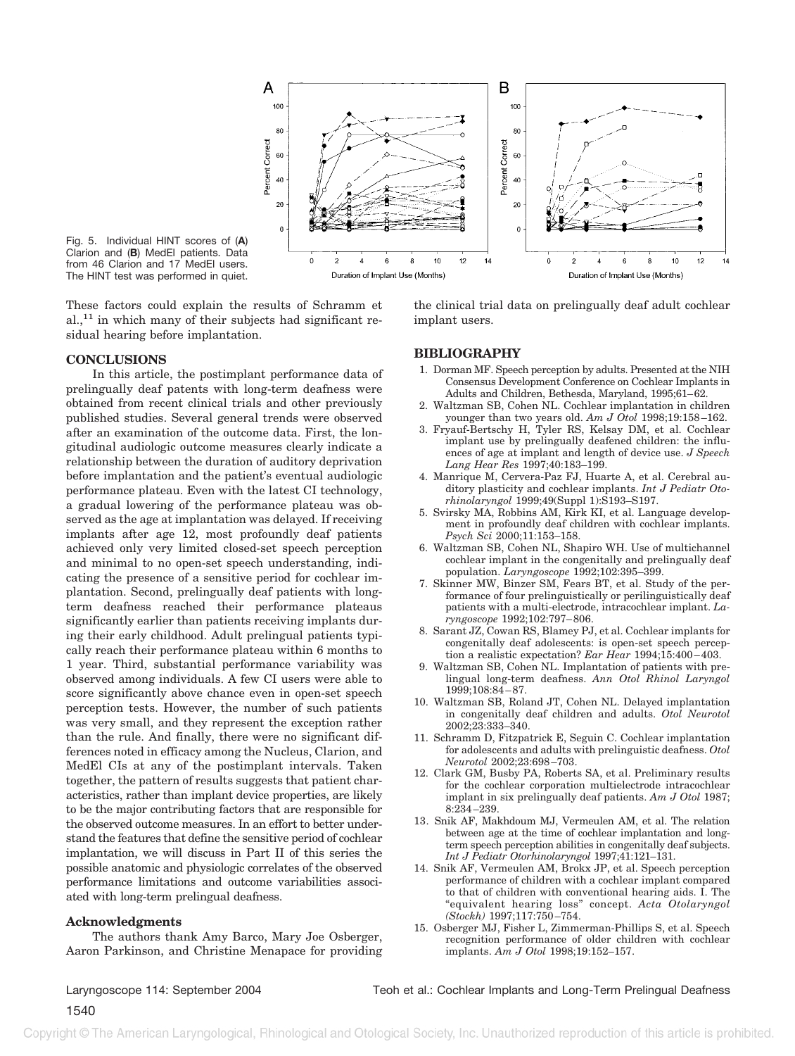A

B

100

80

60

40

20

0

Percent Correct

0 2 4 6 8 10 12 14

Duration of Implant Use (Months)

Fig. 5. Individual HINT scores of (**A**) Clarion and (**B**) MedEl patients. Data from 46 Clarion and 17 MedEl users. The HINT test was performed in quiet.

These factors could explain the results of Schramm et al.,[11] in which many of their subjects had significant residual hearing before implantation.

## CONCLUSIONS

In this article, the postimplant performance data of prelingually deaf patents with long-term deafness were obtained from recent clinical trials and other previously published studies. Several general trends were observed after an examination of the outcome data. First, the longitudinal audiologic outcome measures clearly indicate a relationship between the duration of auditory deprivation before implantation and the patient's eventual audiologic performance plateau. Even with the latest CI technology, a gradual lowering of the performance plateau was observed as the age at implantation was delayed. If receiving implants after age 12, most profoundly deaf patients achieved only very limited closed-set speech perception and minimal to no open-set speech understanding, indicating the presence of a sensitive period for cochlear implantation. Second, prelingually deaf patients with long-term deafness reached their performance plateaus significantly earlier than patients receiving implants during their early childhood. Adult prelingual patients typically reach their performance plateau within 6 months to 1 year. Third, substantial performance variability was observed among individuals. A few CI users were able to score significantly above chance even in open-set speech perception tests. However, the number of such patients was very small, and they represent the exception rather than the rule. And finally, there were no significant differences noted in efficacy among the Nucleus, Clarion, and MedEl CIs at any of the postimplant intervals. Taken together, the pattern of results suggests that patient characteristics, rather than implant device properties, are likely to be the major contributing factors that are responsible for the observed outcome measures. In an effort to better understand the features that define the sensitive period of cochlear implantation, we will discuss in Part II of this series the possible anatomic and physiologic correlates of the observed performance limitations and outcome variabilities associated with long-term prelingual deafness.

### Acknowledgments

The authors thank Amy Barco, Mary Joe Osberger, Aaron Parkinson, and Christine Menapace for providing the clinical trial data on prelingually deaf adult cochlear implant users.

## BIBLIOGRAPHY

1. Dorman MF. Speech perception by adults. Presented at the NIH Consensus Development Conference on Cochlear Implants in Adults and Children, Bethesda, Maryland, 1995;61–62.
2. Waltzman SB, Cohen NL. Cochlear implantation in children younger than two years old. *Am J Otol* 1998;19:158–162.
3. Fryauf-Bertschy H, Tyler RS, Kelsay DM, et al. Cochlear implant use by prelingually deafened children: the influences of age at implant and length of device use. *J Speech Lang Hear Res* 1997;40:183–199.
4. Manrique M, Cervera-Paz FJ, Huarte A, et al. Cerebral auditory plasticity and cochlear implants. *Int J Pediatr Otorhinolaryngol* 1999;49(Suppl 1):S193–S197.
5. Svirsky MA, Robbins AM, Kirk KI, et al. Language development in profoundly deaf children with cochlear implants. *Psych Sci* 2000;11:153–158.
6. Waltzman SB, Cohen NL, Shapiro WH. Use of multichannel cochlear implant in the congenitally and prelingually deaf population. *Laryngoscope* 1992;102:395–399.
7. Skinner MW, Binzer SM, Fears BT, et al. Study of the performance of four prelinguistically or perilinguistically deaf patients with a multi-electrode, intracochlear implant. *Laryngoscope* 1992;102:797–806.
8. Sarant JZ, Cowan RS, Blamey PJ, et al. Cochlear implants for congenitally deaf adolescents: is open-set speech perception a realistic expectation? *Ear Hear* 1994;15:400–403.
9. Waltzman SB, Cohen NL. Implantation of patients with prelingual long-term deafness. *Ann Otol Rhinol Laryngol* 1999;108:84–87.
10. Waltzman SB, Roland JT, Cohen NL. Delayed implantation in congenitally deaf children and adults. *Otol Neurotol* 2002;23:333–340.
11. Schramm D, Fitzpatrick E, Seguin C. Cochlear implantation for adolescents and adults with prelinguistic deafness. *Otol Neurotol* 2002;23:698–703.
12. Clark GM, Busby PA, Roberts SA, et al. Preliminary results for the cochlear corporation multielectrode intracochlear implant in six prelingually deaf patients. *Am J Otol* 1987; 8:234–239.
13. Snik AF, Makhdoum MJ, Vermeulen AM, et al. The relation between age at the time of cochlear implantation and long-term speech perception abilities in congenitally deaf subjects. *Int J Pediatr Otorhinolaryngol* 1997;41:121–131.
14. Snik AF, Vermeulen AM, Brokx JP, et al. Speech perception performance of children with a cochlear implant compared to that of children with conventional hearing aids. I. The "equivalent hearing loss" concept. *Acta Otolaryngol (Stockh)* 1997;117:750–754.
15. Osberger MJ, Fisher L, Zimmerman-Phillips S, et al. Speech recognition performance of older children with cochlear implants. *Am J Otol* 1998;19:152–157.